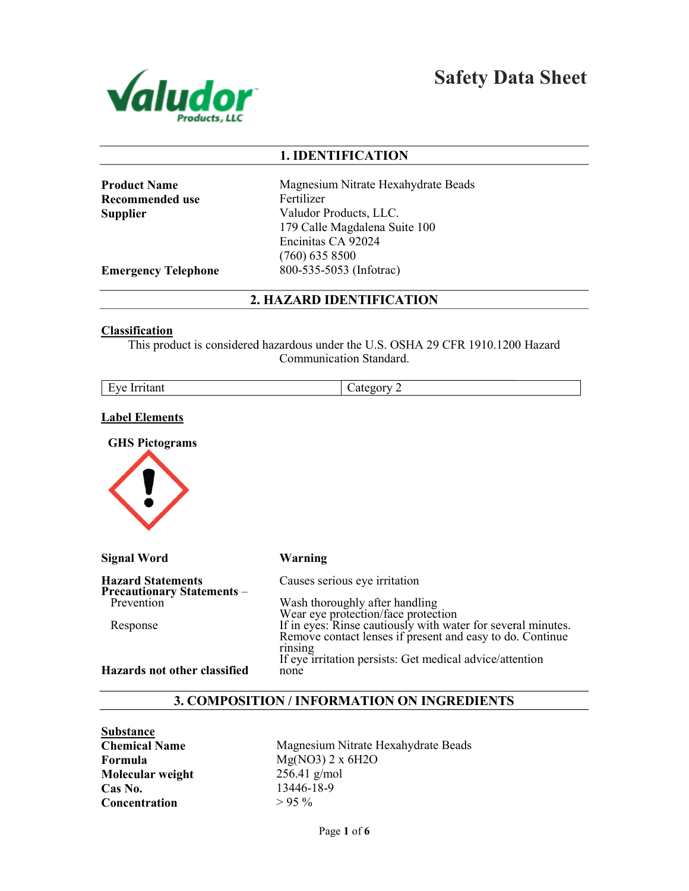# Safety Data Sheet

## 1. IDENTIFICATION

**Product Name** Magnesium Nitrate Hexahydrate Beads
**Recommended use** Fertilizer
**Supplier** Valudor Products, LLC.
179 Calle Magdalena Suite 100
Encinitas CA 92024
(760) 635 8500
**Emergency Telephone** 800-535-5053 (Infotrac)

## 2. HAZARD IDENTIFICATION

**Classification**

This product is considered hazardous under the U.S. OSHA 29 CFR 1910.1200 Hazard Communication Standard.

| Eye Irritant | Category 2 |
|---|---|

**Label Elements**

**GHS Pictograms**

**Signal Word** **Warning**

**Hazard Statements** Causes serious eye irritation

**Precautionary Statements –**

Prevention
Wash thoroughly after handling
Wear eye protection/face protection

Response
If in eyes: Rinse cautiously with water for several minutes. Remove contact lenses if present and easy to do. Continue rinsing
If eye irritation persists: Get medical advice/attention

**Hazards not other classified** none

## 3. COMPOSITION / INFORMATION ON INGREDIENTS

**Substance**

**Chemical Name** Magnesium Nitrate Hexahydrate Beads
**Formula** Mg(NO3) 2 x 6H2O
**Molecular weight** 256.41 g/mol
**Cas No.** 13446-18-9
**Concentration** > 95 %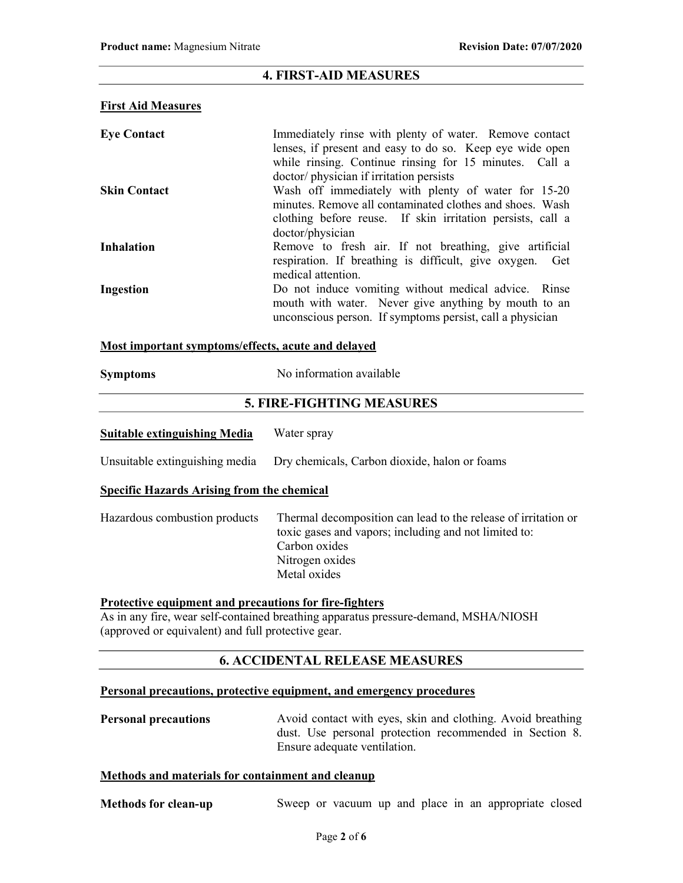## 4. FIRST-AID MEASURES

**First Aid Measures**

| | |
|---|---|
| **Eye Contact** | Immediately rinse with plenty of water. Remove contact lenses, if present and easy to do so. Keep eye wide open while rinsing. Continue rinsing for 15 minutes. Call a doctor/ physician if irritation persists |
| **Skin Contact** | Wash off immediately with plenty of water for 15-20 minutes. Remove all contaminated clothes and shoes. Wash clothing before reuse. If skin irritation persists, call a doctor/physician |
| **Inhalation** | Remove to fresh air. If not breathing, give artificial respiration. If breathing is difficult, give oxygen. Get medical attention. |
| **Ingestion** | Do not induce vomiting without medical advice. Rinse mouth with water. Never give anything by mouth to an unconscious person. If symptoms persist, call a physician |

**Most important symptoms/effects, acute and delayed**

**Symptoms** No information available

## 5. FIRE-FIGHTING MEASURES

**Suitable extinguishing Media** Water spray

Unsuitable extinguishing media Dry chemicals, Carbon dioxide, halon or foams

**Specific Hazards Arising from the chemical**

Hazardous combustion products Thermal decomposition can lead to the release of irritation or toxic gases and vapors; including and not limited to:
Carbon oxides
Nitrogen oxides
Metal oxides

**Protective equipment and precautions for fire-fighters**

As in any fire, wear self-contained breathing apparatus pressure-demand, MSHA/NIOSH (approved or equivalent) and full protective gear.

## 6. ACCIDENTAL RELEASE MEASURES

**Personal precautions, protective equipment, and emergency procedures**

**Personal precautions** Avoid contact with eyes, skin and clothing. Avoid breathing dust. Use personal protection recommended in Section 8. Ensure adequate ventilation.

**Methods and materials for containment and cleanup**

**Methods for clean-up** Sweep or vacuum up and place in an appropriate closed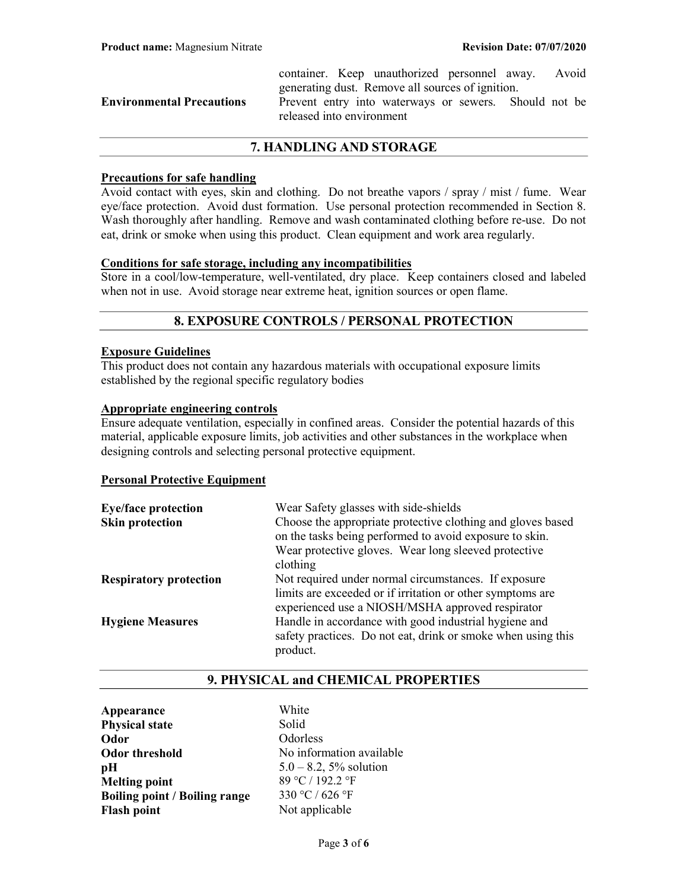| | |
|---|---|
| | container. Keep unauthorized personnel away. Avoid generating dust. Remove all sources of ignition. |
| **Environmental Precautions** | Prevent entry into waterways or sewers. Should not be released into environment |

## 7. HANDLING AND STORAGE

**Precautions for safe handling**

Avoid contact with eyes, skin and clothing. Do not breathe vapors / spray / mist / fume. Wear eye/face protection. Avoid dust formation. Use personal protection recommended in Section 8. Wash thoroughly after handling. Remove and wash contaminated clothing before re-use. Do not eat, drink or smoke when using this product. Clean equipment and work area regularly.

**Conditions for safe storage, including any incompatibilities**

Store in a cool/low-temperature, well-ventilated, dry place. Keep containers closed and labeled when not in use. Avoid storage near extreme heat, ignition sources or open flame.

## 8. EXPOSURE CONTROLS / PERSONAL PROTECTION

**Exposure Guidelines**

This product does not contain any hazardous materials with occupational exposure limits established by the regional specific regulatory bodies

**Appropriate engineering controls**

Ensure adequate ventilation, especially in confined areas. Consider the potential hazards of this material, applicable exposure limits, job activities and other substances in the workplace when designing controls and selecting personal protective equipment.

**Personal Protective Equipment**

| | |
|---|---|
| **Eye/face protection** | Wear Safety glasses with side-shields |
| **Skin protection** | Choose the appropriate protective clothing and gloves based on the tasks being performed to avoid exposure to skin. Wear protective gloves. Wear long sleeved protective clothing |
| **Respiratory protection** | Not required under normal circumstances. If exposure limits are exceeded or if irritation or other symptoms are experienced use a NIOSH/MSHA approved respirator |
| **Hygiene Measures** | Handle in accordance with good industrial hygiene and safety practices. Do not eat, drink or smoke when using this product. |

## 9. PHYSICAL and CHEMICAL PROPERTIES

| | |
|---|---|
| **Appearance** | White |
| **Physical state** | Solid |
| **Odor** | Odorless |
| **Odor threshold** | No information available |
| **pH** | 5.0 – 8.2, 5% solution |
| **Melting point** | 89 °C / 192.2 °F |
| **Boiling point / Boiling range** | 330 °C / 626 °F |
| **Flash point** | Not applicable |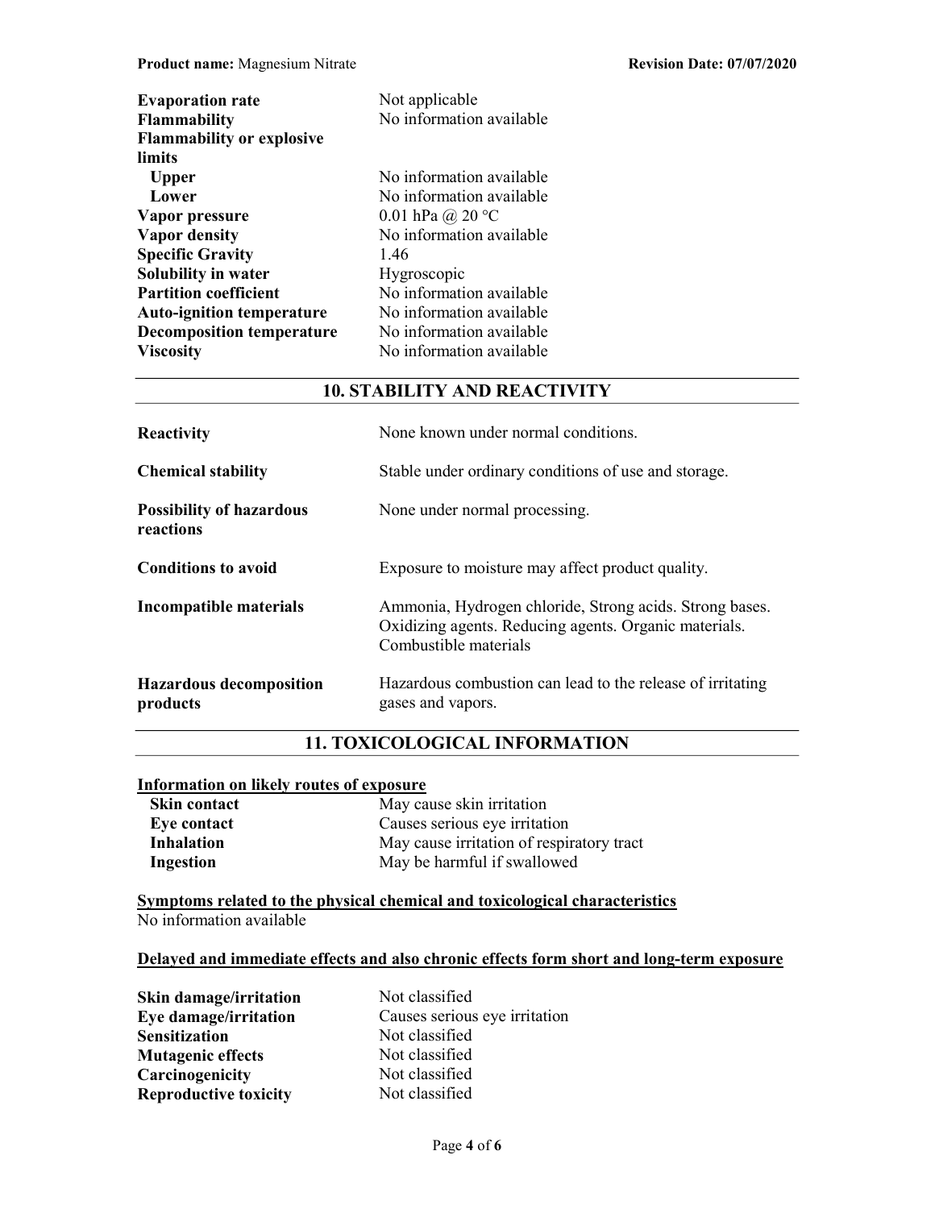| | |
|---|---|
| **Evaporation rate** | Not applicable |
| **Flammability** | No information available |
| **Flammability or explosive limits** | |
| **Upper** | No information available |
| **Lower** | No information available |
| **Vapor pressure** | 0.01 hPa @ 20 °C |
| **Vapor density** | No information available |
| **Specific Gravity** | 1.46 |
| **Solubility in water** | Hygroscopic |
| **Partition coefficient** | No information available |
| **Auto-ignition temperature** | No information available |
| **Decomposition temperature** | No information available |
| **Viscosity** | No information available |

## 10. STABILITY AND REACTIVITY

| | |
|---|---|
| **Reactivity** | None known under normal conditions. |
| **Chemical stability** | Stable under ordinary conditions of use and storage. |
| **Possibility of hazardous reactions** | None under normal processing. |
| **Conditions to avoid** | Exposure to moisture may affect product quality. |
| **Incompatible materials** | Ammonia, Hydrogen chloride, Strong acids. Strong bases. Oxidizing agents. Reducing agents. Organic materials. Combustible materials |
| **Hazardous decomposition products** | Hazardous combustion can lead to the release of irritating gases and vapors. |

## 11. TOXICOLOGICAL INFORMATION

**Information on likely routes of exposure**

| | |
|---|---|
| **Skin contact** | May cause skin irritation |
| **Eye contact** | Causes serious eye irritation |
| **Inhalation** | May cause irritation of respiratory tract |
| **Ingestion** | May be harmful if swallowed |

**Symptoms related to the physical chemical and toxicological characteristics**

No information available

**Delayed and immediate effects and also chronic effects form short and long-term exposure**

| | |
|---|---|
| **Skin damage/irritation** | Not classified |
| **Eye damage/irritation** | Causes serious eye irritation |
| **Sensitization** | Not classified |
| **Mutagenic effects** | Not classified |
| **Carcinogenicity** | Not classified |
| **Reproductive toxicity** | Not classified |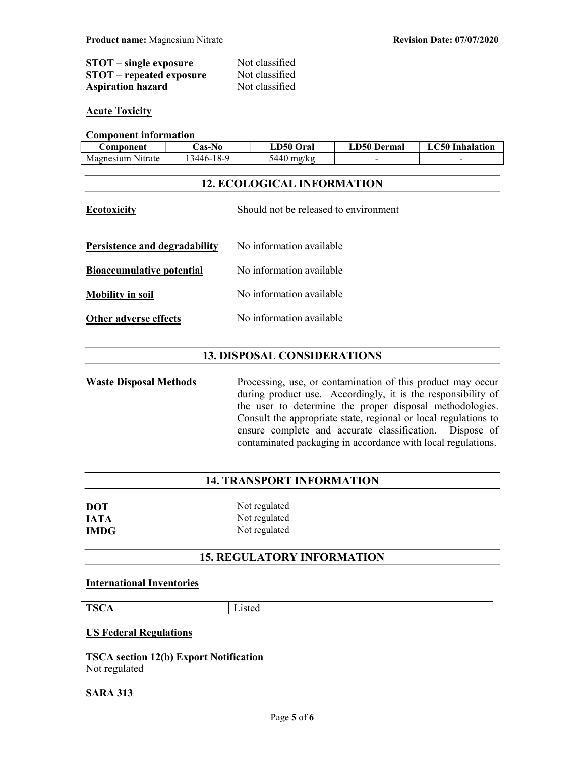**STOT – single exposure** Not classified
**STOT – repeated exposure** Not classified
**Aspiration hazard** Not classified

**Acute Toxicity**

**Component information**

| Component | Cas-No | LD50 Oral | LD50 Dermal | LC50 Inhalation |
| --- | --- | --- | --- | --- |
| Magnesium Nitrate | 13446-18-9 | 5440 mg/kg | - | - |

## 12. ECOLOGICAL INFORMATION

**Ecotoxicity** Should not be released to environment

**Persistence and degradability** No information available

**Bioaccumulative potential** No information available

**Mobility in soil** No information available

**Other adverse effects** No information available

## 13. DISPOSAL CONSIDERATIONS

**Waste Disposal Methods** Processing, use, or contamination of this product may occur during product use. Accordingly, it is the responsibility of the user to determine the proper disposal methodologies. Consult the appropriate state, regional or local regulations to ensure complete and accurate classification. Dispose of contaminated packaging in accordance with local regulations.

## 14. TRANSPORT INFORMATION

**DOT** Not regulated
**IATA** Not regulated
**IMDG** Not regulated

## 15. REGULATORY INFORMATION

**International Inventories**

| TSCA | Listed |
| --- | --- |

**US Federal Regulations**

**TSCA section 12(b) Export Notification**
Not regulated

**SARA 313**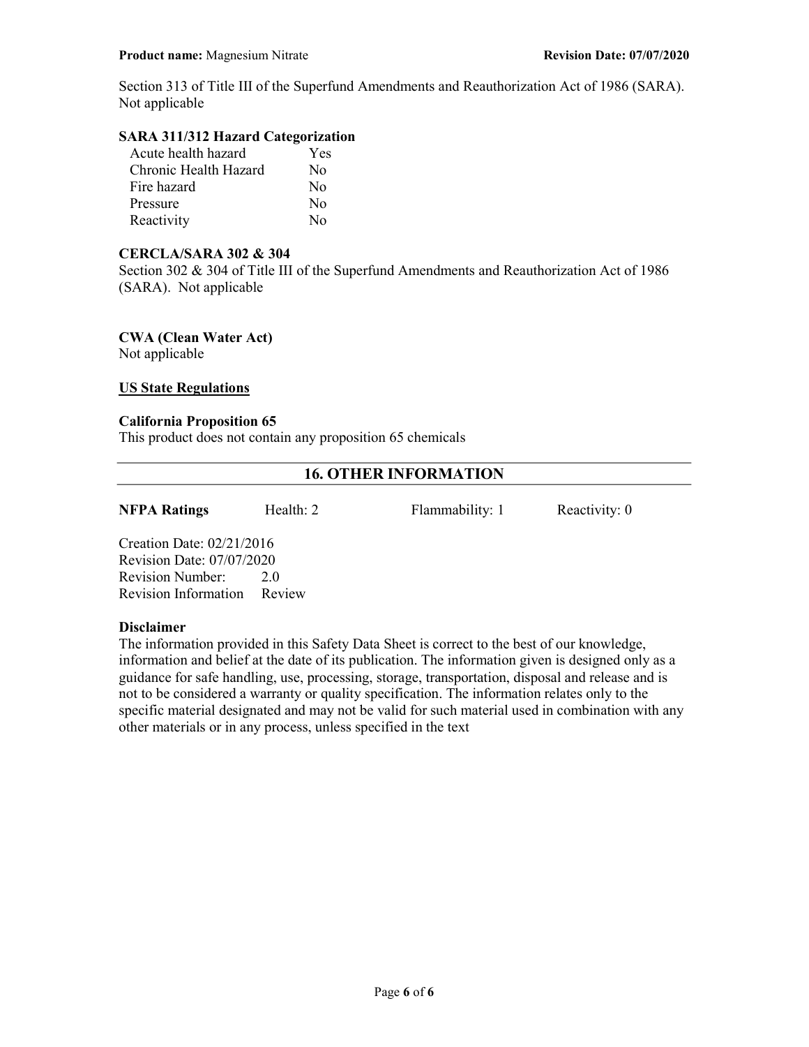Section 313 of Title III of the Superfund Amendments and Reauthorization Act of 1986 (SARA). Not applicable

**SARA 311/312 Hazard Categorization**

| | |
|---|---|
| Acute health hazard | Yes |
| Chronic Health Hazard | No |
| Fire hazard | No |
| Pressure | No |
| Reactivity | No |

**CERCLA/SARA 302 & 304**

Section 302 & 304 of Title III of the Superfund Amendments and Reauthorization Act of 1986 (SARA). Not applicable

**CWA (Clean Water Act)**

Not applicable

**US State Regulations**

**California Proposition 65**

This product does not contain any proposition 65 chemicals

## 16. OTHER INFORMATION

| | | | |
|---|---|---|---|
| **NFPA Ratings** | Health: 2 | Flammability: 1 | Reactivity: 0 |

Creation Date: 02/21/2016
Revision Date: 07/07/2020
Revision Number: 2.0
Revision Information Review

**Disclaimer**

The information provided in this Safety Data Sheet is correct to the best of our knowledge, information and belief at the date of its publication. The information given is designed only as a guidance for safe handling, use, processing, storage, transportation, disposal and release and is not to be considered a warranty or quality specification. The information relates only to the specific material designated and may not be valid for such material used in combination with any other materials or in any process, unless specified in the text